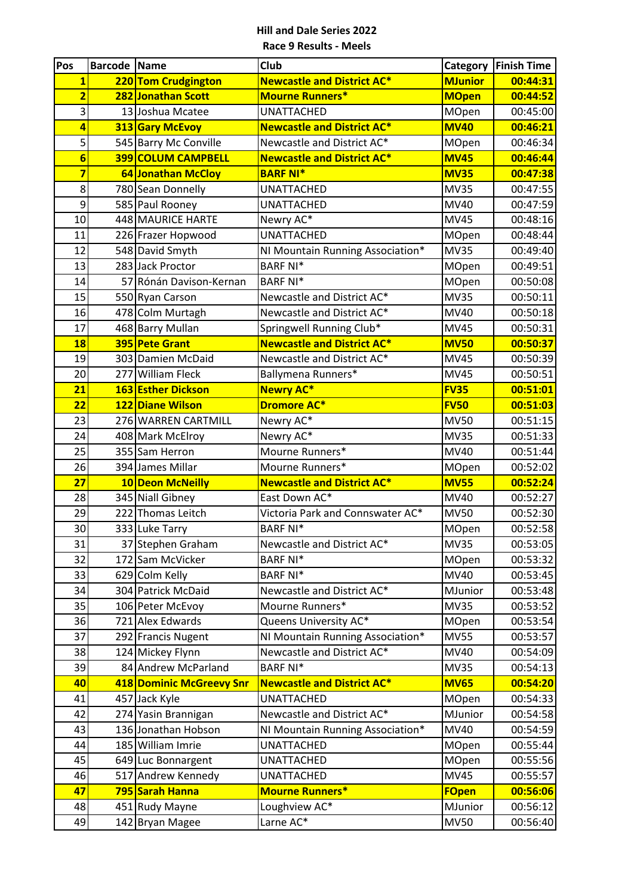**Hill and Dale Series 2022**

**Race 9 Results - Meels**

| Pos | Barcode | Name | Club | Category | Finish Time |
|---|---|---|---|---|---|
| **1** | **220** | **Tom Crudgington** | **Newcastle and District AC*** | **MJunior** | **00:44:31** |
| **2** | **282** | **Jonathan Scott** | **Mourne Runners*** | **MOpen** | **00:44:52** |
| 3 | 13 | Joshua Mcatee | UNATTACHED | MOpen | 00:45:00 |
| **4** | **313** | **Gary McEvoy** | **Newcastle and District AC*** | **MV40** | **00:46:21** |
| 5 | 545 | Barry Mc Conville | Newcastle and District AC* | MOpen | 00:46:34 |
| **6** | **399** | **COLUM CAMPBELL** | **Newcastle and District AC*** | **MV45** | **00:46:44** |
| **7** | **64** | **Jonathan McCloy** | **BARF NI*** | **MV35** | **00:47:38** |
| 8 | 780 | Sean Donnelly | UNATTACHED | MV35 | 00:47:55 |
| 9 | 585 | Paul Rooney | UNATTACHED | MV40 | 00:47:59 |
| 10 | 448 | MAURICE HARTE | Newry AC* | MV45 | 00:48:16 |
| 11 | 226 | Frazer Hopwood | UNATTACHED | MOpen | 00:48:44 |
| 12 | 548 | David Smyth | NI Mountain Running Association* | MV35 | 00:49:40 |
| 13 | 283 | Jack Proctor | BARF NI* | MOpen | 00:49:51 |
| 14 | 57 | Rónán Davison-Kernan | BARF NI* | MOpen | 00:50:08 |
| 15 | 550 | Ryan Carson | Newcastle and District AC* | MV35 | 00:50:11 |
| 16 | 478 | Colm Murtagh | Newcastle and District AC* | MV40 | 00:50:18 |
| 17 | 468 | Barry Mullan | Springwell Running Club* | MV45 | 00:50:31 |
| **18** | **395** | **Pete Grant** | **Newcastle and District AC*** | **MV50** | **00:50:37** |
| 19 | 303 | Damien McDaid | Newcastle and District AC* | MV45 | 00:50:39 |
| 20 | 277 | William Fleck | Ballymena Runners* | MV45 | 00:50:51 |
| **21** | **163** | **Esther Dickson** | **Newry AC*** | **FV35** | **00:51:01** |
| **22** | **122** | **Diane Wilson** | **Dromore AC*** | **FV50** | **00:51:03** |
| 23 | 276 | WARREN CARTMILL | Newry AC* | MV50 | 00:51:15 |
| 24 | 408 | Mark McElroy | Newry AC* | MV35 | 00:51:33 |
| 25 | 355 | Sam Herron | Mourne Runners* | MV40 | 00:51:44 |
| 26 | 394 | James Millar | Mourne Runners* | MOpen | 00:52:02 |
| **27** | **10** | **Deon McNeilly** | **Newcastle and District AC*** | **MV55** | **00:52:24** |
| 28 | 345 | Niall Gibney | East Down AC* | MV40 | 00:52:27 |
| 29 | 222 | Thomas Leitch | Victoria Park and Connswater AC* | MV50 | 00:52:30 |
| 30 | 333 | Luke Tarry | BARF NI* | MOpen | 00:52:58 |
| 31 | 37 | Stephen Graham | Newcastle and District AC* | MV35 | 00:53:05 |
| 32 | 172 | Sam McVicker | BARF NI* | MOpen | 00:53:32 |
| 33 | 629 | Colm Kelly | BARF NI* | MV40 | 00:53:45 |
| 34 | 304 | Patrick McDaid | Newcastle and District AC* | MJunior | 00:53:48 |
| 35 | 106 | Peter McEvoy | Mourne Runners* | MV35 | 00:53:52 |
| 36 | 721 | Alex Edwards | Queens University AC* | MOpen | 00:53:54 |
| 37 | 292 | Francis Nugent | NI Mountain Running Association* | MV55 | 00:53:57 |
| 38 | 124 | Mickey Flynn | Newcastle and District AC* | MV40 | 00:54:09 |
| 39 | 84 | Andrew McParland | BARF NI* | MV35 | 00:54:13 |
| **40** | **418** | **Dominic McGreevy Snr** | **Newcastle and District AC*** | **MV65** | **00:54:20** |
| 41 | 457 | Jack Kyle | UNATTACHED | MOpen | 00:54:33 |
| 42 | 274 | Yasin Brannigan | Newcastle and District AC* | MJunior | 00:54:58 |
| 43 | 136 | Jonathan Hobson | NI Mountain Running Association* | MV40 | 00:54:59 |
| 44 | 185 | William Imrie | UNATTACHED | MOpen | 00:55:44 |
| 45 | 649 | Luc Bonnargent | UNATTACHED | MOpen | 00:55:56 |
| 46 | 517 | Andrew Kennedy | UNATTACHED | MV45 | 00:55:57 |
| **47** | **795** | **Sarah Hanna** | **Mourne Runners*** | **FOpen** | **00:56:06** |
| 48 | 451 | Rudy Mayne | Loughview AC* | MJunior | 00:56:12 |
| 49 | 142 | Bryan Magee | Larne AC* | MV50 | 00:56:40 |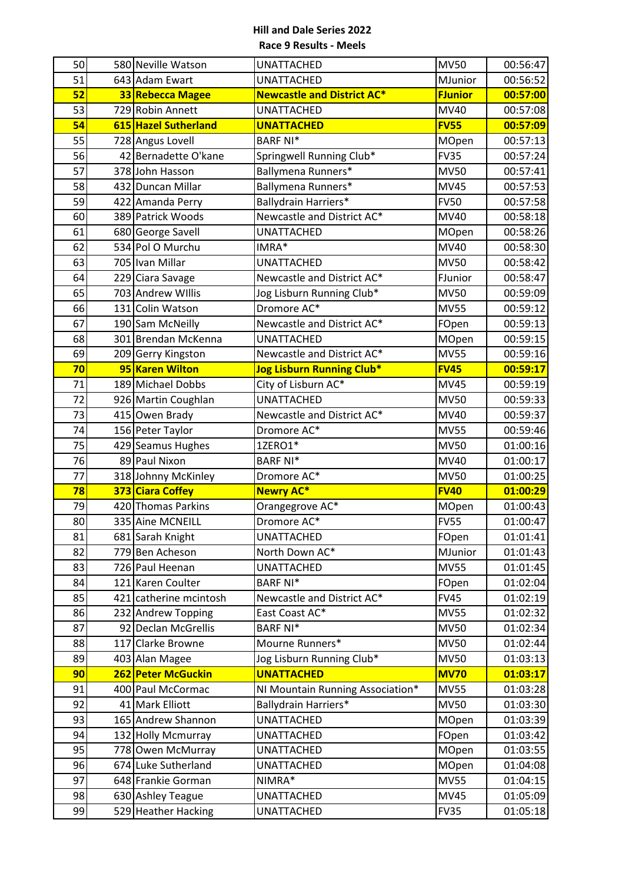**Hill and Dale Series 2022**

**Race 9 Results - Meels**

| | | | | | |
|---|---|---|---|---|---|
| 50 | 580 | Neville Watson | UNATTACHED | MV50 | 00:56:47 |
| 51 | 643 | Adam Ewart | UNATTACHED | MJunior | 00:56:52 |
| **52** | **33** | **Rebecca Magee** | **Newcastle and District AC*** | **FJunior** | **00:57:00** |
| 53 | 729 | Robin Annett | UNATTACHED | MV40 | 00:57:08 |
| **54** | **615** | **Hazel Sutherland** | **UNATTACHED** | **FV55** | **00:57:09** |
| 55 | 728 | Angus Lovell | BARF NI* | MOpen | 00:57:13 |
| 56 | 42 | Bernadette O'kane | Springwell Running Club* | FV35 | 00:57:24 |
| 57 | 378 | John Hasson | Ballymena Runners* | MV50 | 00:57:41 |
| 58 | 432 | Duncan Millar | Ballymena Runners* | MV45 | 00:57:53 |
| 59 | 422 | Amanda Perry | Ballydrain Harriers* | FV50 | 00:57:58 |
| 60 | 389 | Patrick Woods | Newcastle and District AC* | MV40 | 00:58:18 |
| 61 | 680 | George Savell | UNATTACHED | MOpen | 00:58:26 |
| 62 | 534 | Pol O Murchu | IMRA* | MV40 | 00:58:30 |
| 63 | 705 | Ivan Millar | UNATTACHED | MV50 | 00:58:42 |
| 64 | 229 | Ciara Savage | Newcastle and District AC* | FJunior | 00:58:47 |
| 65 | 703 | Andrew WIllis | Jog Lisburn Running Club* | MV50 | 00:59:09 |
| 66 | 131 | Colin Watson | Dromore AC* | MV55 | 00:59:12 |
| 67 | 190 | Sam McNeilly | Newcastle and District AC* | FOpen | 00:59:13 |
| 68 | 301 | Brendan McKenna | UNATTACHED | MOpen | 00:59:15 |
| 69 | 209 | Gerry Kingston | Newcastle and District AC* | MV55 | 00:59:16 |
| **70** | **95** | **Karen Wilton** | **Jog Lisburn Running Club*** | **FV45** | **00:59:17** |
| 71 | 189 | Michael Dobbs | City of Lisburn AC* | MV45 | 00:59:19 |
| 72 | 926 | Martin Coughlan | UNATTACHED | MV50 | 00:59:33 |
| 73 | 415 | Owen Brady | Newcastle and District AC* | MV40 | 00:59:37 |
| 74 | 156 | Peter Taylor | Dromore AC* | MV55 | 00:59:46 |
| 75 | 429 | Seamus Hughes | 1ZERO1* | MV50 | 01:00:16 |
| 76 | 89 | Paul Nixon | BARF NI* | MV40 | 01:00:17 |
| 77 | 318 | Johnny McKinley | Dromore AC* | MV50 | 01:00:25 |
| **78** | **373** | **Ciara Coffey** | **Newry AC*** | **FV40** | **01:00:29** |
| 79 | 420 | Thomas Parkins | Orangegrove AC* | MOpen | 01:00:43 |
| 80 | 335 | Aine MCNEILL | Dromore AC* | FV55 | 01:00:47 |
| 81 | 681 | Sarah Knight | UNATTACHED | FOpen | 01:01:41 |
| 82 | 779 | Ben Acheson | North Down AC* | MJunior | 01:01:43 |
| 83 | 726 | Paul Heenan | UNATTACHED | MV55 | 01:01:45 |
| 84 | 121 | Karen Coulter | BARF NI* | FOpen | 01:02:04 |
| 85 | 421 | catherine mcintosh | Newcastle and District AC* | FV45 | 01:02:19 |
| 86 | 232 | Andrew Topping | East Coast AC* | MV55 | 01:02:32 |
| 87 | 92 | Declan McGrellis | BARF NI* | MV50 | 01:02:34 |
| 88 | 117 | Clarke Browne | Mourne Runners* | MV50 | 01:02:44 |
| 89 | 403 | Alan Magee | Jog Lisburn Running Club* | MV50 | 01:03:13 |
| **90** | **262** | **Peter McGuckin** | **UNATTACHED** | **MV70** | **01:03:17** |
| 91 | 400 | Paul McCormac | NI Mountain Running Association* | MV55 | 01:03:28 |
| 92 | 41 | Mark Elliott | Ballydrain Harriers* | MV50 | 01:03:30 |
| 93 | 165 | Andrew Shannon | UNATTACHED | MOpen | 01:03:39 |
| 94 | 132 | Holly Mcmurray | UNATTACHED | FOpen | 01:03:42 |
| 95 | 778 | Owen McMurray | UNATTACHED | MOpen | 01:03:55 |
| 96 | 674 | Luke Sutherland | UNATTACHED | MOpen | 01:04:08 |
| 97 | 648 | Frankie Gorman | NIMRA* | MV55 | 01:04:15 |
| 98 | 630 | Ashley Teague | UNATTACHED | MV45 | 01:05:09 |
| 99 | 529 | Heather Hacking | UNATTACHED | FV35 | 01:05:18 |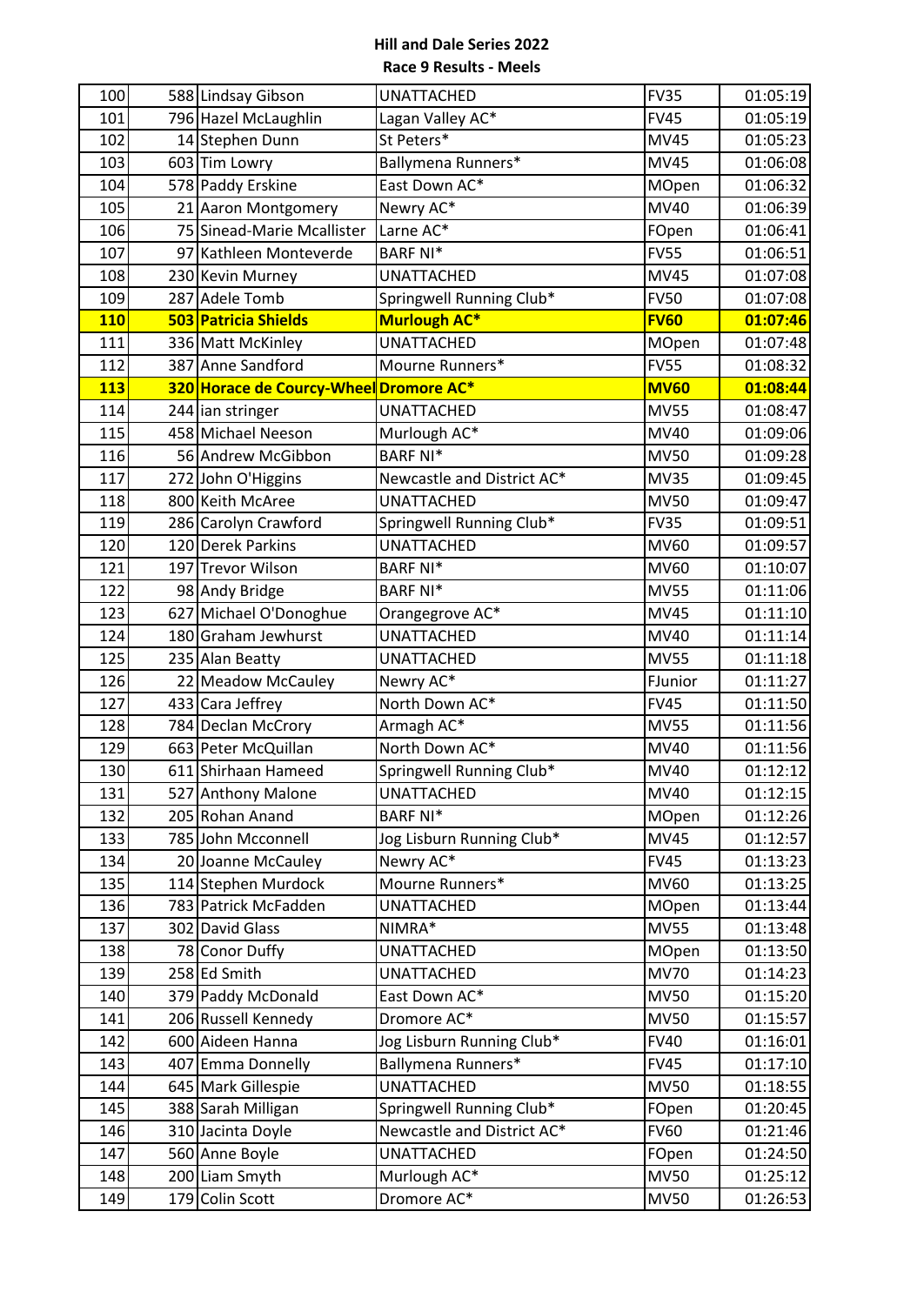**Hill and Dale Series 2022**

**Race 9 Results - Meels**

| | | | | | |
|---|---|---|---|---|---|
| 100 | 588 | Lindsay Gibson | UNATTACHED | FV35 | 01:05:19 |
| 101 | 796 | Hazel McLaughlin | Lagan Valley AC* | FV45 | 01:05:19 |
| 102 | 14 | Stephen Dunn | St Peters* | MV45 | 01:05:23 |
| 103 | 603 | Tim Lowry | Ballymena Runners* | MV45 | 01:06:08 |
| 104 | 578 | Paddy Erskine | East Down AC* | MOpen | 01:06:32 |
| 105 | 21 | Aaron Montgomery | Newry AC* | MV40 | 01:06:39 |
| 106 | 75 | Sinead-Marie Mcallister | Larne AC* | FOpen | 01:06:41 |
| 107 | 97 | Kathleen Monteverde | BARF NI* | FV55 | 01:06:51 |
| 108 | 230 | Kevin Murney | UNATTACHED | MV45 | 01:07:08 |
| 109 | 287 | Adele Tomb | Springwell Running Club* | FV50 | 01:07:08 |
| **110** | **503** | **Patricia Shields** | **Murlough AC*** | **FV60** | **01:07:46** |
| 111 | 336 | Matt McKinley | UNATTACHED | MOpen | 01:07:48 |
| 112 | 387 | Anne Sandford | Mourne Runners* | FV55 | 01:08:32 |
| **113** | **320** | **Horace de Courcy-Wheel** | **Dromore AC*** | **MV60** | **01:08:44** |
| 114 | 244 | ian stringer | UNATTACHED | MV55 | 01:08:47 |
| 115 | 458 | Michael Neeson | Murlough AC* | MV40 | 01:09:06 |
| 116 | 56 | Andrew McGibbon | BARF NI* | MV50 | 01:09:28 |
| 117 | 272 | John O'Higgins | Newcastle and District AC* | MV35 | 01:09:45 |
| 118 | 800 | Keith McAree | UNATTACHED | MV50 | 01:09:47 |
| 119 | 286 | Carolyn Crawford | Springwell Running Club* | FV35 | 01:09:51 |
| 120 | 120 | Derek Parkins | UNATTACHED | MV60 | 01:09:57 |
| 121 | 197 | Trevor Wilson | BARF NI* | MV60 | 01:10:07 |
| 122 | 98 | Andy Bridge | BARF NI* | MV55 | 01:11:06 |
| 123 | 627 | Michael O'Donoghue | Orangegrove AC* | MV45 | 01:11:10 |
| 124 | 180 | Graham Jewhurst | UNATTACHED | MV40 | 01:11:14 |
| 125 | 235 | Alan Beatty | UNATTACHED | MV55 | 01:11:18 |
| 126 | 22 | Meadow McCauley | Newry AC* | FJunior | 01:11:27 |
| 127 | 433 | Cara Jeffrey | North Down AC* | FV45 | 01:11:50 |
| 128 | 784 | Declan McCrory | Armagh AC* | MV55 | 01:11:56 |
| 129 | 663 | Peter McQuillan | North Down AC* | MV40 | 01:11:56 |
| 130 | 611 | Shirhaan Hameed | Springwell Running Club* | MV40 | 01:12:12 |
| 131 | 527 | Anthony Malone | UNATTACHED | MV40 | 01:12:15 |
| 132 | 205 | Rohan Anand | BARF NI* | MOpen | 01:12:26 |
| 133 | 785 | John Mcconnell | Jog Lisburn Running Club* | MV45 | 01:12:57 |
| 134 | 20 | Joanne McCauley | Newry AC* | FV45 | 01:13:23 |
| 135 | 114 | Stephen Murdock | Mourne Runners* | MV60 | 01:13:25 |
| 136 | 783 | Patrick McFadden | UNATTACHED | MOpen | 01:13:44 |
| 137 | 302 | David Glass | NIMRA* | MV55 | 01:13:48 |
| 138 | 78 | Conor Duffy | UNATTACHED | MOpen | 01:13:50 |
| 139 | 258 | Ed Smith | UNATTACHED | MV70 | 01:14:23 |
| 140 | 379 | Paddy McDonald | East Down AC* | MV50 | 01:15:20 |
| 141 | 206 | Russell Kennedy | Dromore AC* | MV50 | 01:15:57 |
| 142 | 600 | Aideen Hanna | Jog Lisburn Running Club* | FV40 | 01:16:01 |
| 143 | 407 | Emma Donnelly | Ballymena Runners* | FV45 | 01:17:10 |
| 144 | 645 | Mark Gillespie | UNATTACHED | MV50 | 01:18:55 |
| 145 | 388 | Sarah Milligan | Springwell Running Club* | FOpen | 01:20:45 |
| 146 | 310 | Jacinta Doyle | Newcastle and District AC* | FV60 | 01:21:46 |
| 147 | 560 | Anne Boyle | UNATTACHED | FOpen | 01:24:50 |
| 148 | 200 | Liam Smyth | Murlough AC* | MV50 | 01:25:12 |
| 149 | 179 | Colin Scott | Dromore AC* | MV50 | 01:26:53 |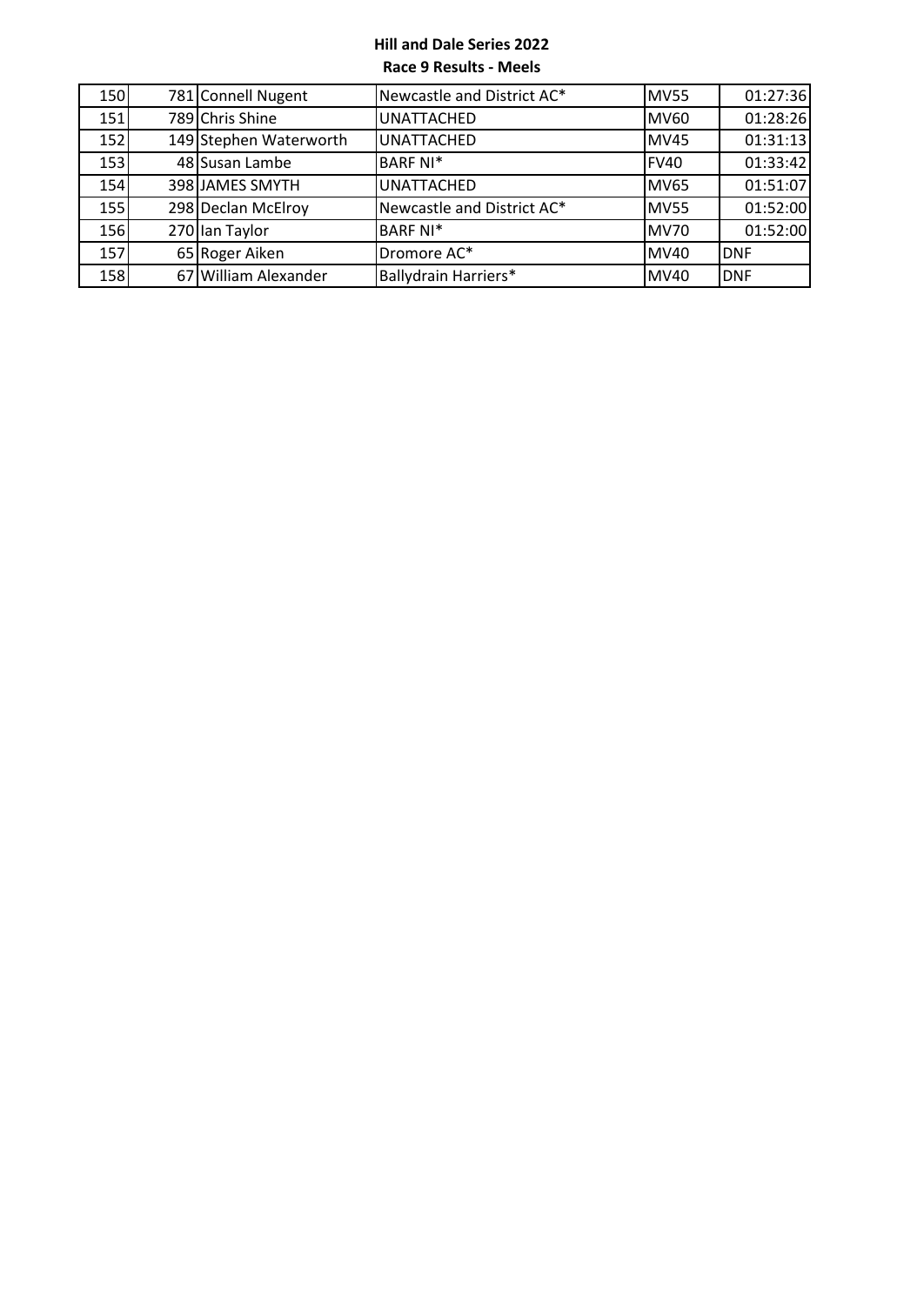**Hill and Dale Series 2022**

**Race 9 Results - Meels**

| | | | | | |
|---|---|---|---|---|---|
| 150 | 781 | Connell Nugent | Newcastle and District AC* | MV55 | 01:27:36 |
| 151 | 789 | Chris Shine | UNATTACHED | MV60 | 01:28:26 |
| 152 | 149 | Stephen Waterworth | UNATTACHED | MV45 | 01:31:13 |
| 153 | 48 | Susan Lambe | BARF NI* | FV40 | 01:33:42 |
| 154 | 398 | JAMES SMYTH | UNATTACHED | MV65 | 01:51:07 |
| 155 | 298 | Declan McElroy | Newcastle and District AC* | MV55 | 01:52:00 |
| 156 | 270 | Ian Taylor | BARF NI* | MV70 | 01:52:00 |
| 157 | 65 | Roger Aiken | Dromore AC* | MV40 | DNF |
| 158 | 67 | William Alexander | Ballydrain Harriers* | MV40 | DNF |